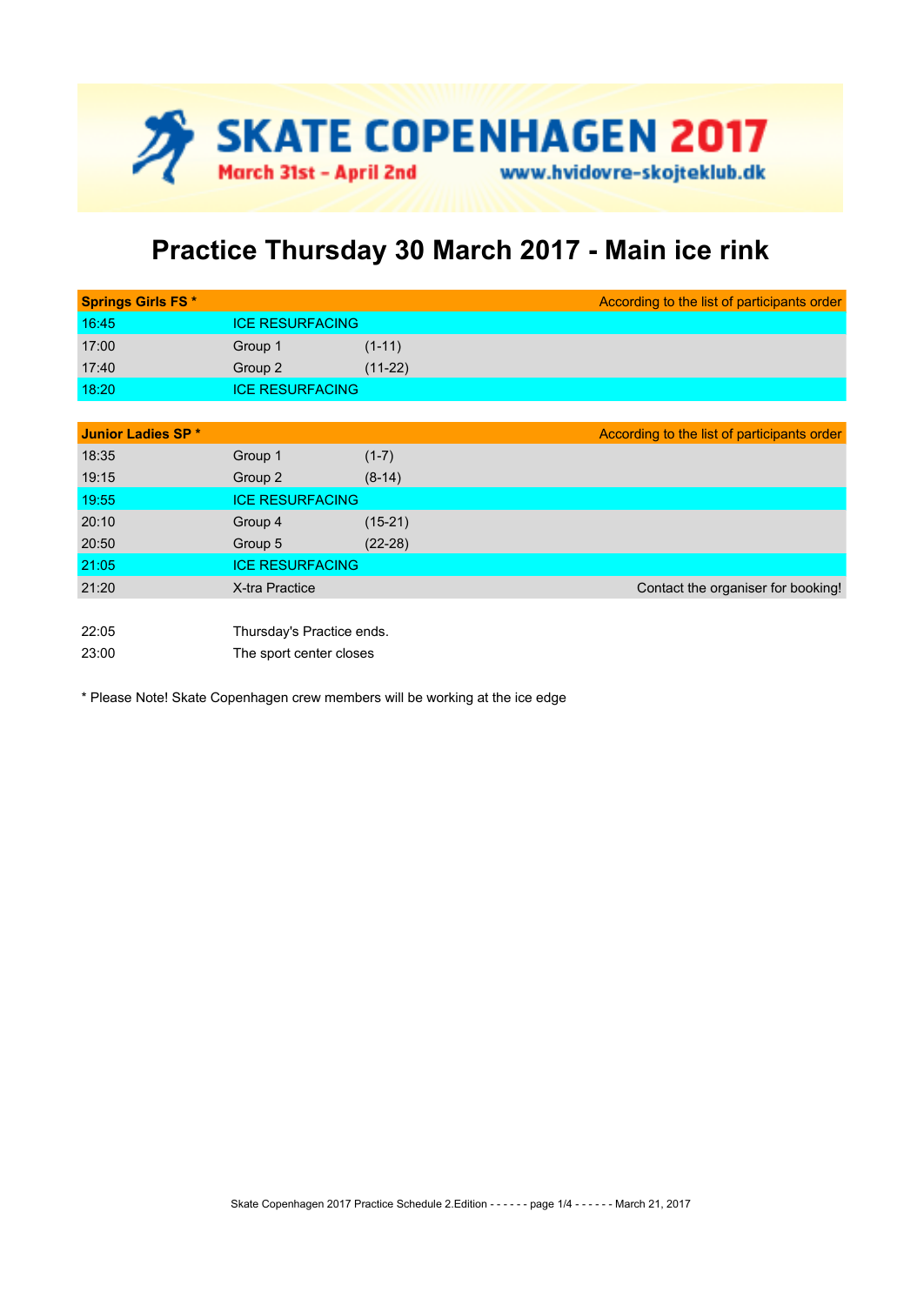# SKATE COPENHAGEN 2017

March 31st - April 2nd www.hvidovre-skojteklub.dk

## Practice Thursday 30 March 2017 - Main ice rink

| **Springs Girls FS \*** | | | According to the list of participants order |
|---|---|---|---|
| 16:45 | ICE RESURFACING | | |
| 17:00 | Group 1 | (1-11) | |
| 17:40 | Group 2 | (11-22) | |
| 18:20 | ICE RESURFACING | | |

| **Junior Ladies SP \*** | | | According to the list of participants order |
|---|---|---|---|
| 18:35 | Group 1 | (1-7) | |
| 19:15 | Group 2 | (8-14) | |
| 19:55 | ICE RESURFACING | | |
| 20:10 | Group 4 | (15-21) | |
| 20:50 | Group 5 | (22-28) | |
| 21:05 | ICE RESURFACING | | |
| 21:20 | X-tra Practice | | Contact the organiser for booking! |

| | |
|---|---|
| 22:05 | Thursday's Practice ends. |
| 23:00 | The sport center closes |

\* Please Note! Skate Copenhagen crew members will be working at the ice edge

Skate Copenhagen 2017 Practice Schedule 2.Edition - - - - - - page 1/4 - - - - - - March 21, 2017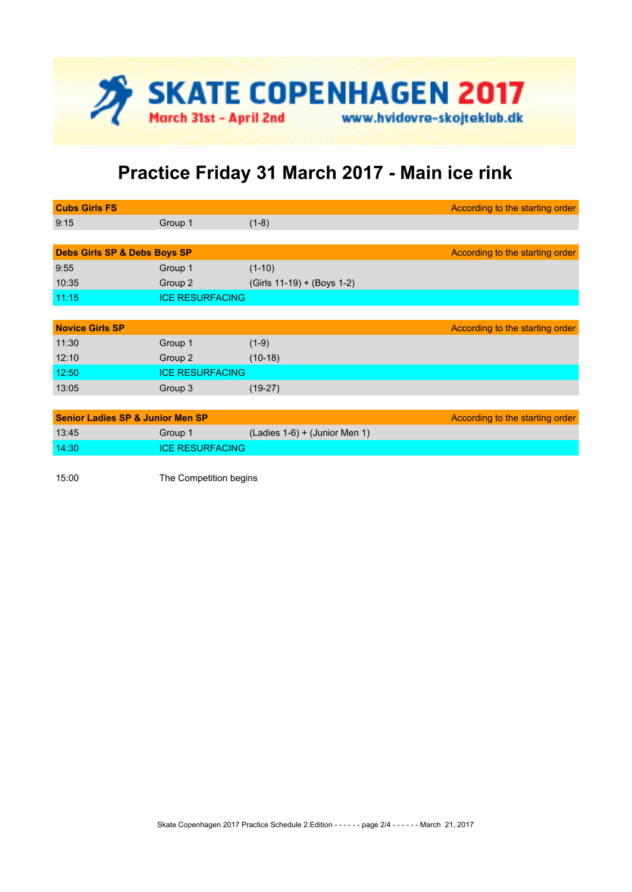SKATE COPENHAGEN 2017
March 31st - April 2nd www.hvidovre-skojteklub.dk

# Practice Friday 31 March 2017 - Main ice rink

| **Cubs Girls FS** | | | According to the starting order |
|---|---|---|---|
| 9:15 | Group 1 | (1-8) | |

| **Debs Girls SP & Debs Boys SP** | | | According to the starting order |
|---|---|---|---|
| 9:55 | Group 1 | (1-10) | |
| 10:35 | Group 2 | (Girls 11-19) + (Boys 1-2) | |
| 11:15 | ICE RESURFACING | | |

| **Novice Girls SP** | | | According to the starting order |
|---|---|---|---|
| 11:30 | Group 1 | (1-9) | |
| 12:10 | Group 2 | (10-18) | |
| 12:50 | ICE RESURFACING | | |
| 13:05 | Group 3 | (19-27) | |

| **Senior Ladies SP & Junior Men SP** | | | According to the starting order |
|---|---|---|---|
| 13:45 | Group 1 | (Ladies 1-6) + (Junior Men 1) | |
| 14:30 | ICE RESURFACING | | |

15:00 The Competition begins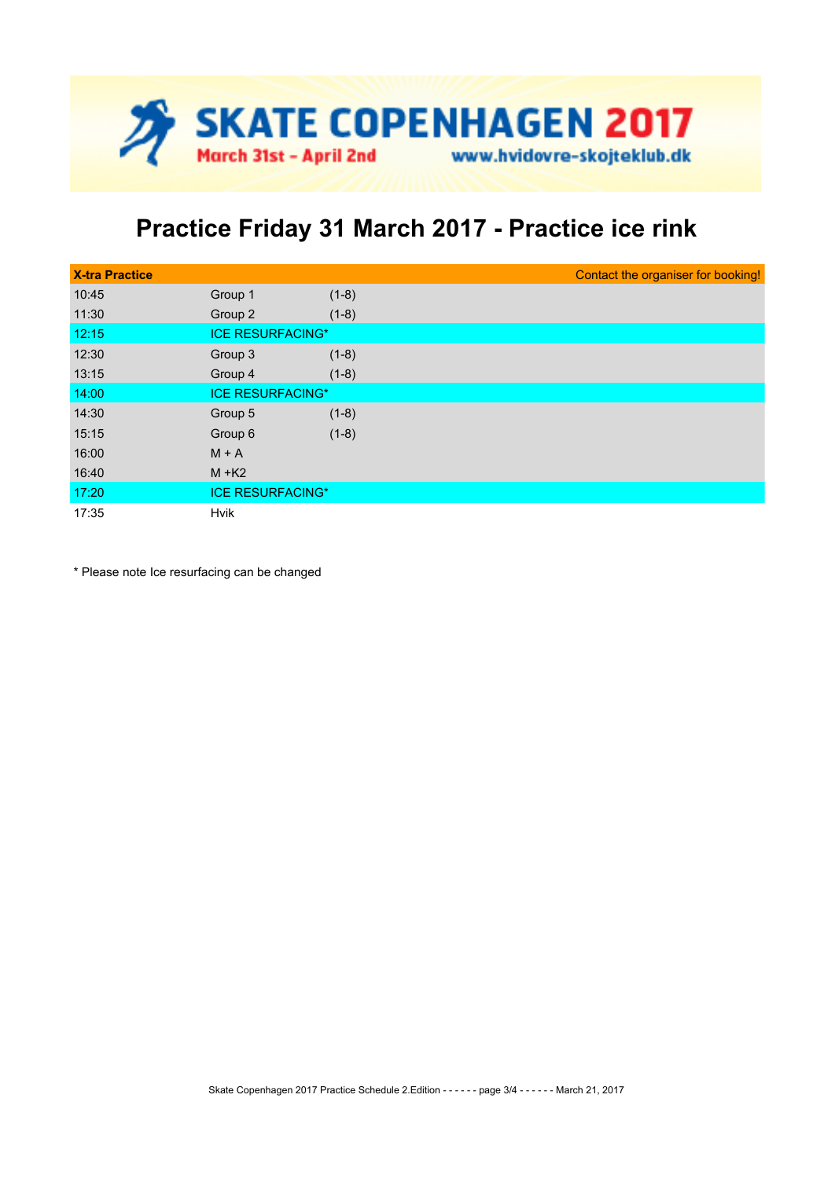SKATE COPENHAGEN 2017

March 31st – April 2nd

www.hvidovre-skojteklub.dk

# Practice Friday 31 March 2017 - Practice ice rink

| **X-tra Practice** | | | Contact the organiser for booking! |
|---|---|---|---|
| 10:45 | Group 1 | (1-8) | |
| 11:30 | Group 2 | (1-8) | |
| 12:15 | ICE RESURFACING* | | |
| 12:30 | Group 3 | (1-8) | |
| 13:15 | Group 4 | (1-8) | |
| 14:00 | ICE RESURFACING* | | |
| 14:30 | Group 5 | (1-8) | |
| 15:15 | Group 6 | (1-8) | |
| 16:00 | M + A | | |
| 16:40 | M +K2 | | |
| 17:20 | ICE RESURFACING* | | |
| 17:35 | Hvik | | |

* Please note Ice resurfacing can be changed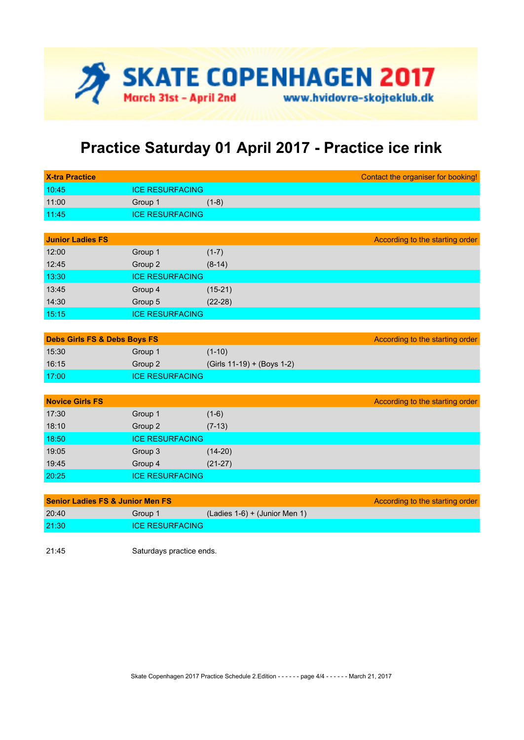SKATE COPENHAGEN 2017

March 31st - April 2nd www.hvidovre-skojteklub.dk

# Practice Saturday 01 April 2017 - Practice ice rink

| | | | |
|---|---|---|---|
| **X-tra Practice** | | | Contact the organiser for booking! |
| 10:45 | ICE RESURFACING | | |
| 11:00 | Group 1 | (1-8) | |
| 11:45 | ICE RESURFACING | | |

| | | | |
|---|---|---|---|
| **Junior Ladies FS** | | | According to the starting order |
| 12:00 | Group 1 | (1-7) | |
| 12:45 | Group 2 | (8-14) | |
| 13:30 | ICE RESURFACING | | |
| 13:45 | Group 4 | (15-21) | |
| 14:30 | Group 5 | (22-28) | |
| 15:15 | ICE RESURFACING | | |

| | | | |
|---|---|---|---|
| **Debs Girls FS & Debs Boys FS** | | | According to the starting order |
| 15:30 | Group 1 | (1-10) | |
| 16:15 | Group 2 | (Girls 11-19) + (Boys 1-2) | |
| 17:00 | ICE RESURFACING | | |

| | | | |
|---|---|---|---|
| **Novice Girls FS** | | | According to the starting order |
| 17:30 | Group 1 | (1-6) | |
| 18:10 | Group 2 | (7-13) | |
| 18:50 | ICE RESURFACING | | |
| 19:05 | Group 3 | (14-20) | |
| 19:45 | Group 4 | (21-27) | |
| 20:25 | ICE RESURFACING | | |

| | | | |
|---|---|---|---|
| **Senior Ladies FS & Junior Men FS** | | | According to the starting order |
| 20:40 | Group 1 | (Ladies 1-6) + (Junior Men 1) | |
| 21:30 | ICE RESURFACING | | |

21:45 Saturdays practice ends.

Skate Copenhagen 2017 Practice Schedule 2.Edition - - - - - - page 4/4 - - - - - - March 21, 2017